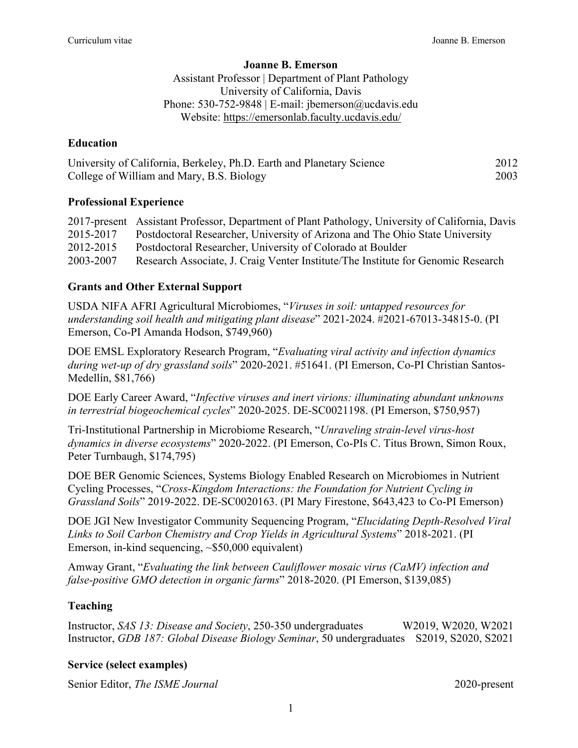**Joanne B. Emerson**

Assistant Professor | Department of Plant Pathology
University of California, Davis
Phone: 530-752-9848 | E-mail: jbemerson@ucdavis.edu
Website: https://emersonlab.faculty.ucdavis.edu/

## Education

University of California, Berkeley, Ph.D. Earth and Planetary Science 2012
College of William and Mary, B.S. Biology 2003

## Professional Experience

2017-present Assistant Professor, Department of Plant Pathology, University of California, Davis
2015-2017 Postdoctoral Researcher, University of Arizona and The Ohio State University
2012-2015 Postdoctoral Researcher, University of Colorado at Boulder
2003-2007 Research Associate, J. Craig Venter Institute/The Institute for Genomic Research

## Grants and Other External Support

USDA NIFA AFRI Agricultural Microbiomes, "*Viruses in soil: untapped resources for understanding soil health and mitigating plant disease*" 2021-2024. #2021-67013-34815-0. (PI Emerson, Co-PI Amanda Hodson, $749,960)

DOE EMSL Exploratory Research Program, "*Evaluating viral activity and infection dynamics during wet-up of dry grassland soils*" 2020-2021. #51641. (PI Emerson, Co-PI Christian Santos-Medellín, $81,766)

DOE Early Career Award, "*Infective viruses and inert virions: illuminating abundant unknowns in terrestrial biogeochemical cycles*" 2020-2025. DE-SC0021198. (PI Emerson, $750,957)

Tri-Institutional Partnership in Microbiome Research, "*Unraveling strain-level virus-host dynamics in diverse ecosystems*" 2020-2022. (PI Emerson, Co-PIs C. Titus Brown, Simon Roux, Peter Turnbaugh, $174,795)

DOE BER Genomic Sciences, Systems Biology Enabled Research on Microbiomes in Nutrient Cycling Processes, "*Cross-Kingdom Interactions: the Foundation for Nutrient Cycling in Grassland Soils*" 2019-2022. DE-SC0020163. (PI Mary Firestone, $643,423 to Co-PI Emerson)

DOE JGI New Investigator Community Sequencing Program, "*Elucidating Depth-Resolved Viral Links to Soil Carbon Chemistry and Crop Yields in Agricultural Systems*" 2018-2021. (PI Emerson, in-kind sequencing, ~$50,000 equivalent)

Amway Grant, "*Evaluating the link between Cauliflower mosaic virus (CaMV) infection and false-positive GMO detection in organic farms*" 2018-2020. (PI Emerson, $139,085)

## Teaching

Instructor, *SAS 13: Disease and Society*, 250-350 undergraduates W2019, W2020, W2021
Instructor, *GDB 187: Global Disease Biology Seminar*, 50 undergraduates S2019, S2020, S2021

## Service (select examples)

Senior Editor, *The ISME Journal* 2020-present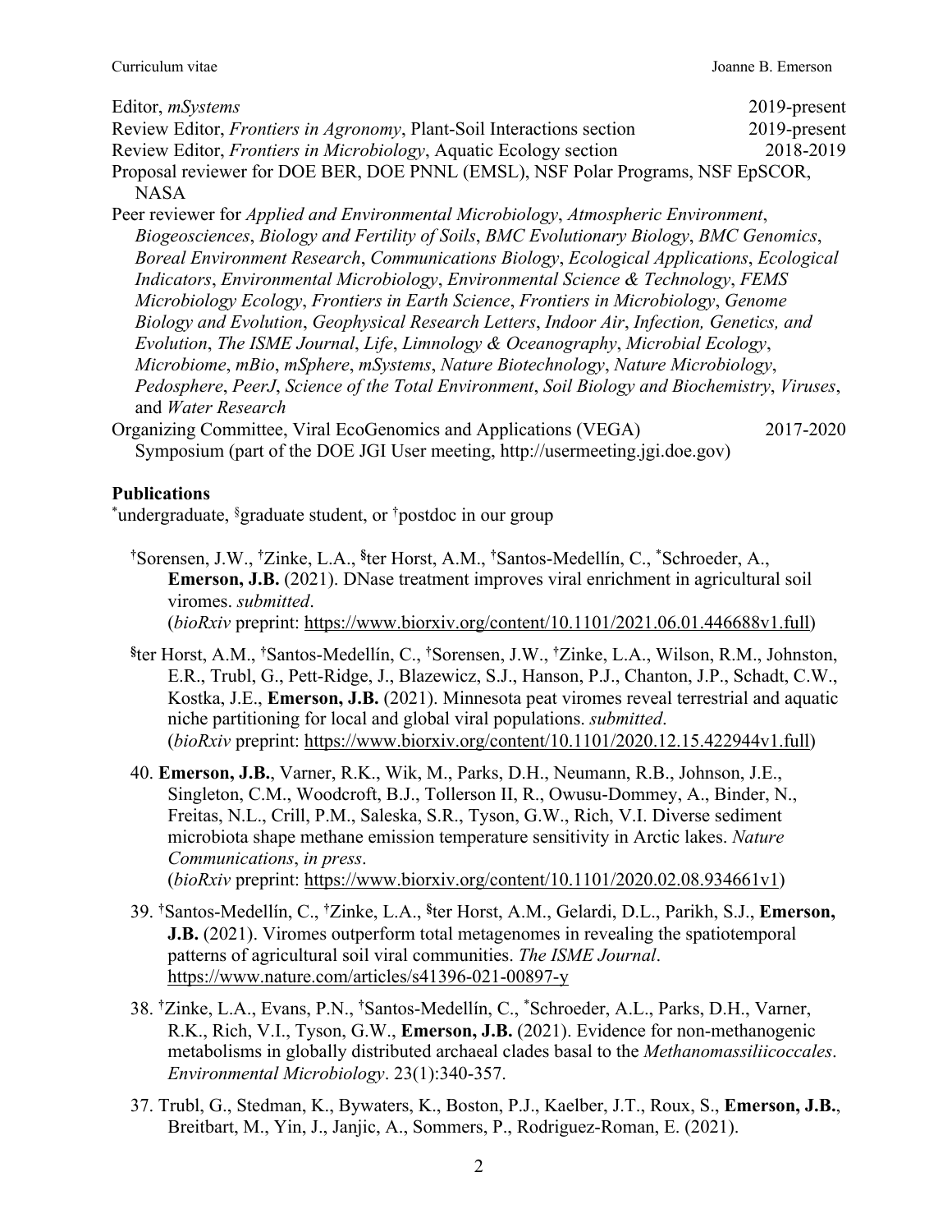Editor, *mSystems* 2019-present

Review Editor, *Frontiers in Agronomy*, Plant-Soil Interactions section 2019-present

Review Editor, *Frontiers in Microbiology*, Aquatic Ecology section 2018-2019

Proposal reviewer for DOE BER, DOE PNNL (EMSL), NSF Polar Programs, NSF EpSCOR, NASA

Peer reviewer for *Applied and Environmental Microbiology*, *Atmospheric Environment*, *Biogeosciences*, *Biology and Fertility of Soils*, *BMC Evolutionary Biology*, *BMC Genomics*, *Boreal Environment Research*, *Communications Biology*, *Ecological Applications*, *Ecological Indicators*, *Environmental Microbiology*, *Environmental Science & Technology*, *FEMS Microbiology Ecology*, *Frontiers in Earth Science*, *Frontiers in Microbiology*, *Genome Biology and Evolution*, *Geophysical Research Letters*, *Indoor Air*, *Infection, Genetics, and Evolution*, *The ISME Journal*, *Life*, *Limnology & Oceanography*, *Microbial Ecology*, *Microbiome*, *mBio*, *mSphere*, *mSystems*, *Nature Biotechnology*, *Nature Microbiology*, *Pedosphere*, *PeerJ*, *Science of the Total Environment*, *Soil Biology and Biochemistry*, *Viruses*, and *Water Research*

Organizing Committee, Viral EcoGenomics and Applications (VEGA) Symposium (part of the DOE JGI User meeting, http://usermeeting.jgi.doe.gov) 2017-2020

## Publications

[*]undergraduate, [§]graduate student, or [†]postdoc in our group

- [†]Sorensen, J.W., [†]Zinke, L.A., [§]ter Horst, A.M., [†]Santos-Medellín, C., [*]Schroeder, A., **Emerson, J.B.** (2021). DNase treatment improves viral enrichment in agricultural soil viromes. *submitted*. (*bioRxiv* preprint: https://www.biorxiv.org/content/10.1101/2021.06.01.446688v1.full)

- [§]ter Horst, A.M., [†]Santos-Medellín, C., [†]Sorensen, J.W., [†]Zinke, L.A., Wilson, R.M., Johnston, E.R., Trubl, G., Pett-Ridge, J., Blazewicz, S.J., Hanson, P.J., Chanton, J.P., Schadt, C.W., Kostka, J.E., **Emerson, J.B.** (2021). Minnesota peat viromes reveal terrestrial and aquatic niche partitioning for local and global viral populations. *submitted*. (*bioRxiv* preprint: https://www.biorxiv.org/content/10.1101/2020.12.15.422944v1.full)

40. **Emerson, J.B.**, Varner, R.K., Wik, M., Parks, D.H., Neumann, R.B., Johnson, J.E., Singleton, C.M., Woodcroft, B.J., Tollerson II, R., Owusu-Dommey, A., Binder, N., Freitas, N.L., Crill, P.M., Saleska, S.R., Tyson, G.W., Rich, V.I. Diverse sediment microbiota shape methane emission temperature sensitivity in Arctic lakes. *Nature Communications*, *in press*. (*bioRxiv* preprint: https://www.biorxiv.org/content/10.1101/2020.02.08.934661v1)

39. [†]Santos-Medellín, C., [†]Zinke, L.A., [§]ter Horst, A.M., Gelardi, D.L., Parikh, S.J., **Emerson, J.B.** (2021). Viromes outperform total metagenomes in revealing the spatiotemporal patterns of agricultural soil viral communities. *The ISME Journal*. https://www.nature.com/articles/s41396-021-00897-y

38. [†]Zinke, L.A., Evans, P.N., [†]Santos-Medellín, C., [*]Schroeder, A.L., Parks, D.H., Varner, R.K., Rich, V.I., Tyson, G.W., **Emerson, J.B.** (2021). Evidence for non-methanogenic metabolisms in globally distributed archaeal clades basal to the *Methanomassiliicoccales*. *Environmental Microbiology*. 23(1):340-357.

37. Trubl, G., Stedman, K., Bywaters, K., Boston, P.J., Kaelber, J.T., Roux, S., **Emerson, J.B.**, Breitbart, M., Yin, J., Janjic, A., Sommers, P., Rodriguez-Roman, E. (2021).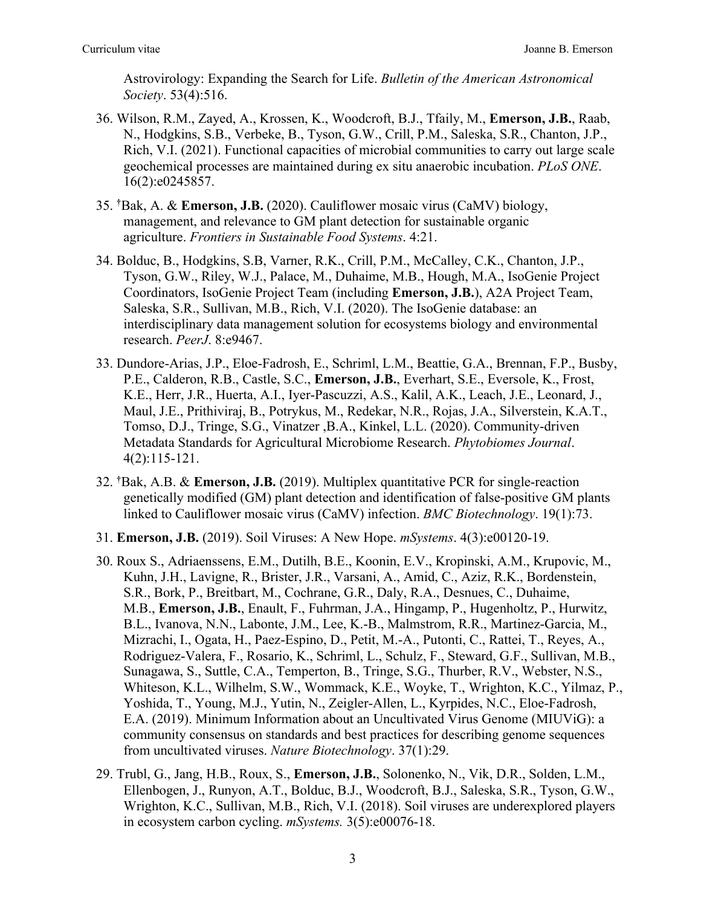Astrovirology: Expanding the Search for Life. *Bulletin of the American Astronomical Society*. 53(4):516.

36. Wilson, R.M., Zayed, A., Krossen, K., Woodcroft, B.J., Tfaily, M., **Emerson, J.B.**, Raab, N., Hodgkins, S.B., Verbeke, B., Tyson, G.W., Crill, P.M., Saleska, S.R., Chanton, J.P., Rich, V.I. (2021). Functional capacities of microbial communities to carry out large scale geochemical processes are maintained during ex situ anaerobic incubation. *PLoS ONE*. 16(2):e0245857.

35. †Bak, A. & **Emerson, J.B.** (2020). Cauliflower mosaic virus (CaMV) biology, management, and relevance to GM plant detection for sustainable organic agriculture. *Frontiers in Sustainable Food Systems*. 4:21.

34. Bolduc, B., Hodgkins, S.B, Varner, R.K., Crill, P.M., McCalley, C.K., Chanton, J.P., Tyson, G.W., Riley, W.J., Palace, M., Duhaime, M.B., Hough, M.A., IsoGenie Project Coordinators, IsoGenie Project Team (including **Emerson, J.B.**), A2A Project Team, Saleska, S.R., Sullivan, M.B., Rich, V.I. (2020). The IsoGenie database: an interdisciplinary data management solution for ecosystems biology and environmental research. *PeerJ*. 8:e9467.

33. Dundore-Arias, J.P., Eloe-Fadrosh, E., Schriml, L.M., Beattie, G.A., Brennan, F.P., Busby, P.E., Calderon, R.B., Castle, S.C., **Emerson, J.B.**, Everhart, S.E., Eversole, K., Frost, K.E., Herr, J.R., Huerta, A.I., Iyer-Pascuzzi, A.S., Kalil, A.K., Leach, J.E., Leonard, J., Maul, J.E., Prithiviraj, B., Potrykus, M., Redekar, N.R., Rojas, J.A., Silverstein, K.A.T., Tomso, D.J., Tringe, S.G., Vinatzer ,B.A., Kinkel, L.L. (2020). Community-driven Metadata Standards for Agricultural Microbiome Research. *Phytobiomes Journal*. 4(2):115-121.

32. †Bak, A.B. & **Emerson, J.B.** (2019). Multiplex quantitative PCR for single-reaction genetically modified (GM) plant detection and identification of false-positive GM plants linked to Cauliflower mosaic virus (CaMV) infection. *BMC Biotechnology*. 19(1):73.

31. **Emerson, J.B.** (2019). Soil Viruses: A New Hope. *mSystems*. 4(3):e00120-19.

30. Roux S., Adriaenssens, E.M., Dutilh, B.E., Koonin, E.V., Kropinski, A.M., Krupovic, M., Kuhn, J.H., Lavigne, R., Brister, J.R., Varsani, A., Amid, C., Aziz, R.K., Bordenstein, S.R., Bork, P., Breitbart, M., Cochrane, G.R., Daly, R.A., Desnues, C., Duhaime, M.B., **Emerson, J.B.**, Enault, F., Fuhrman, J.A., Hingamp, P., Hugenholtz, P., Hurwitz, B.L., Ivanova, N.N., Labonte, J.M., Lee, K.-B., Malmstrom, R.R., Martinez-Garcia, M., Mizrachi, I., Ogata, H., Paez-Espino, D., Petit, M.-A., Putonti, C., Rattei, T., Reyes, A., Rodriguez-Valera, F., Rosario, K., Schriml, L., Schulz, F., Steward, G.F., Sullivan, M.B., Sunagawa, S., Suttle, C.A., Temperton, B., Tringe, S.G., Thurber, R.V., Webster, N.S., Whiteson, K.L., Wilhelm, S.W., Wommack, K.E., Woyke, T., Wrighton, K.C., Yilmaz, P., Yoshida, T., Young, M.J., Yutin, N., Zeigler-Allen, L., Kyrpides, N.C., Eloe-Fadrosh, E.A. (2019). Minimum Information about an Uncultivated Virus Genome (MIUViG): a community consensus on standards and best practices for describing genome sequences from uncultivated viruses. *Nature Biotechnology*. 37(1):29.

29. Trubl, G., Jang, H.B., Roux, S., **Emerson, J.B.**, Solonenko, N., Vik, D.R., Solden, L.M., Ellenbogen, J., Runyon, A.T., Bolduc, B.J., Woodcroft, B.J., Saleska, S.R., Tyson, G.W., Wrighton, K.C., Sullivan, M.B., Rich, V.I. (2018). Soil viruses are underexplored players in ecosystem carbon cycling. *mSystems.* 3(5):e00076-18.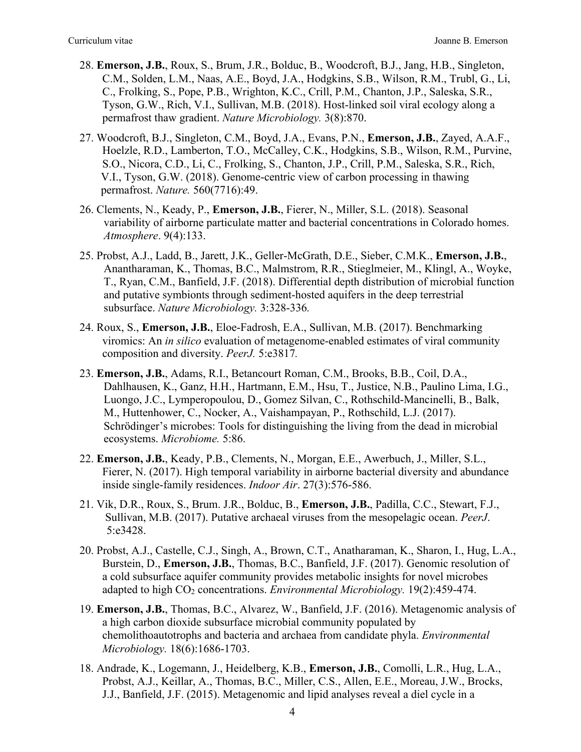28. **Emerson, J.B.**, Roux, S., Brum, J.R., Bolduc, B., Woodcroft, B.J., Jang, H.B., Singleton, C.M., Solden, L.M., Naas, A.E., Boyd, J.A., Hodgkins, S.B., Wilson, R.M., Trubl, G., Li, C., Frolking, S., Pope, P.B., Wrighton, K.C., Crill, P.M., Chanton, J.P., Saleska, S.R., Tyson, G.W., Rich, V.I., Sullivan, M.B. (2018). Host-linked soil viral ecology along a permafrost thaw gradient. *Nature Microbiology.* 3(8):870.

27. Woodcroft, B.J., Singleton, C.M., Boyd, J.A., Evans, P.N., **Emerson, J.B.**, Zayed, A.A.F., Hoelzle, R.D., Lamberton, T.O., McCalley, C.K., Hodgkins, S.B., Wilson, R.M., Purvine, S.O., Nicora, C.D., Li, C., Frolking, S., Chanton, J.P., Crill, P.M., Saleska, S.R., Rich, V.I., Tyson, G.W. (2018). Genome-centric view of carbon processing in thawing permafrost. *Nature.* 560(7716):49.

26. Clements, N., Keady, P., **Emerson, J.B.**, Fierer, N., Miller, S.L. (2018). Seasonal variability of airborne particulate matter and bacterial concentrations in Colorado homes. *Atmosphere*. 9(4):133.

25. Probst, A.J., Ladd, B., Jarett, J.K., Geller-McGrath, D.E., Sieber, C.M.K., **Emerson, J.B.**, Anantharaman, K., Thomas, B.C., Malmstrom, R.R., Stieglmeier, M., Klingl, A., Woyke, T., Ryan, C.M., Banfield, J.F. (2018). Differential depth distribution of microbial function and putative symbionts through sediment-hosted aquifers in the deep terrestrial subsurface. *Nature Microbiology.* 3:328-336*.*

24. Roux, S., **Emerson, J.B.**, Eloe-Fadrosh, E.A., Sullivan, M.B. (2017). Benchmarking viromics: An *in silico* evaluation of metagenome-enabled estimates of viral community composition and diversity. *PeerJ.* 5:e3817*.*

23. **Emerson, J.B.**, Adams, R.I., Betancourt Roman, C.M., Brooks, B.B., Coil, D.A., Dahlhausen, K., Ganz, H.H., Hartmann, E.M., Hsu, T., Justice, N.B., Paulino Lima, I.G., Luongo, J.C., Lymperopoulou, D., Gomez Silvan, C., Rothschild-Mancinelli, B., Balk, M., Huttenhower, C., Nocker, A., Vaishampayan, P., Rothschild, L.J. (2017). Schrödinger's microbes: Tools for distinguishing the living from the dead in microbial ecosystems. *Microbiome.* 5:86.

22. **Emerson, J.B.**, Keady, P.B., Clements, N., Morgan, E.E., Awerbuch, J., Miller, S.L., Fierer, N. (2017). High temporal variability in airborne bacterial diversity and abundance inside single-family residences. *Indoor Air*. 27(3):576-586.

21. Vik, D.R., Roux, S., Brum. J.R., Bolduc, B., **Emerson, J.B.**, Padilla, C.C., Stewart, F.J., Sullivan, M.B. (2017). Putative archaeal viruses from the mesopelagic ocean. *PeerJ*. 5:e3428.

20. Probst, A.J., Castelle, C.J., Singh, A., Brown, C.T., Anatharaman, K., Sharon, I., Hug, L.A., Burstein, D., **Emerson, J.B.**, Thomas, B.C., Banfield, J.F. (2017). Genomic resolution of a cold subsurface aquifer community provides metabolic insights for novel microbes adapted to high $CO_2$ concentrations. *Environmental Microbiology.* 19(2):459-474.

19. **Emerson, J.B.**, Thomas, B.C., Alvarez, W., Banfield, J.F. (2016). Metagenomic analysis of a high carbon dioxide subsurface microbial community populated by chemolithoautotrophs and bacteria and archaea from candidate phyla. *Environmental Microbiology.* 18(6):1686-1703.

18. Andrade, K., Logemann, J., Heidelberg, K.B., **Emerson, J.B.**, Comolli, L.R., Hug, L.A., Probst, A.J., Keillar, A., Thomas, B.C., Miller, C.S., Allen, E.E., Moreau, J.W., Brocks, J.J., Banfield, J.F. (2015). Metagenomic and lipid analyses reveal a diel cycle in a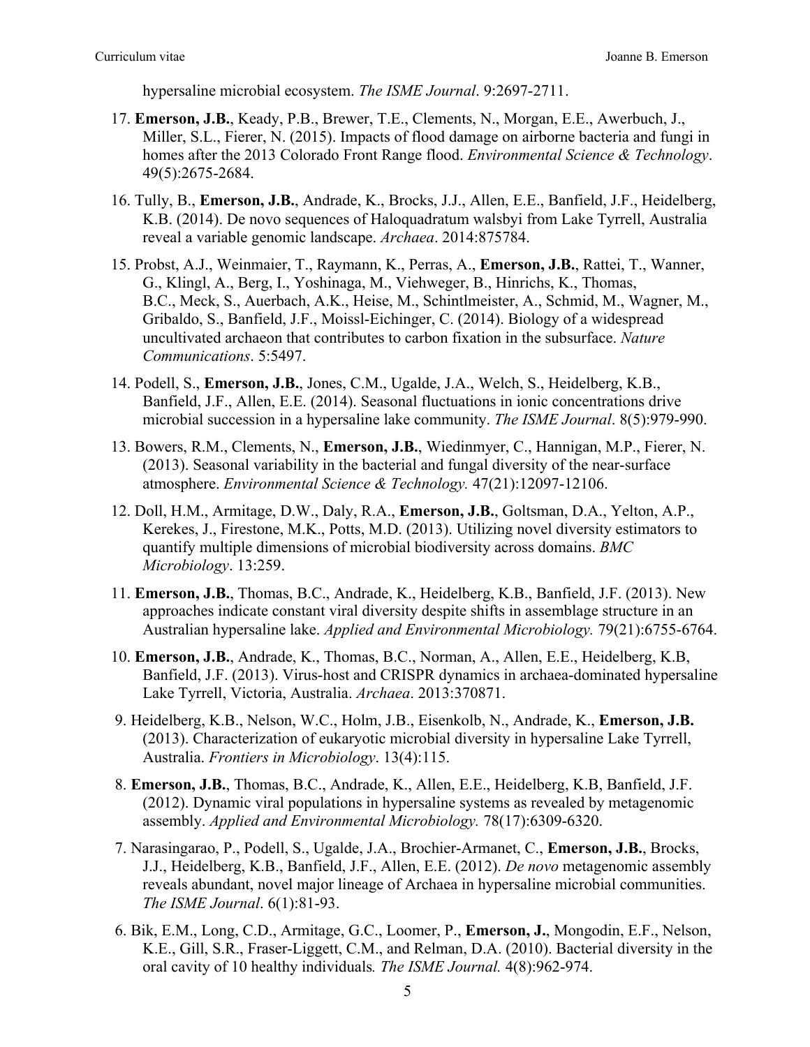hypersaline microbial ecosystem. *The ISME Journal*. 9:2697-2711.

17. **Emerson, J.B.**, Keady, P.B., Brewer, T.E., Clements, N., Morgan, E.E., Awerbuch, J., Miller, S.L., Fierer, N. (2015). Impacts of flood damage on airborne bacteria and fungi in homes after the 2013 Colorado Front Range flood. *Environmental Science & Technology*. 49(5):2675-2684.

16. Tully, B., **Emerson, J.B.**, Andrade, K., Brocks, J.J., Allen, E.E., Banfield, J.F., Heidelberg, K.B. (2014). De novo sequences of Haloquadratum walsbyi from Lake Tyrrell, Australia reveal a variable genomic landscape. *Archaea*. 2014:875784.

15. Probst, A.J., Weinmaier, T., Raymann, K., Perras, A., **Emerson, J.B.**, Rattei, T., Wanner, G., Klingl, A., Berg, I., Yoshinaga, M., Viehweger, B., Hinrichs, K., Thomas, B.C., Meck, S., Auerbach, A.K., Heise, M., Schintlmeister, A., Schmid, M., Wagner, M., Gribaldo, S., Banfield, J.F., Moissl-Eichinger, C. (2014). Biology of a widespread uncultivated archaeon that contributes to carbon fixation in the subsurface. *Nature Communications*. 5:5497.

14. Podell, S., **Emerson, J.B.**, Jones, C.M., Ugalde, J.A., Welch, S., Heidelberg, K.B., Banfield, J.F., Allen, E.E. (2014). Seasonal fluctuations in ionic concentrations drive microbial succession in a hypersaline lake community. *The ISME Journal*. 8(5):979-990.

13. Bowers, R.M., Clements, N., **Emerson, J.B.**, Wiedinmyer, C., Hannigan, M.P., Fierer, N. (2013). Seasonal variability in the bacterial and fungal diversity of the near-surface atmosphere. *Environmental Science & Technology.* 47(21):12097-12106.

12. Doll, H.M., Armitage, D.W., Daly, R.A., **Emerson, J.B.**, Goltsman, D.A., Yelton, A.P., Kerekes, J., Firestone, M.K., Potts, M.D. (2013). Utilizing novel diversity estimators to quantify multiple dimensions of microbial biodiversity across domains. *BMC Microbiology*. 13:259.

11. **Emerson, J.B.**, Thomas, B.C., Andrade, K., Heidelberg, K.B., Banfield, J.F. (2013). New approaches indicate constant viral diversity despite shifts in assemblage structure in an Australian hypersaline lake. *Applied and Environmental Microbiology.* 79(21):6755-6764.

10. **Emerson, J.B.**, Andrade, K., Thomas, B.C., Norman, A., Allen, E.E., Heidelberg, K.B, Banfield, J.F. (2013). Virus-host and CRISPR dynamics in archaea-dominated hypersaline Lake Tyrrell, Victoria, Australia. *Archaea*. 2013:370871.

9. Heidelberg, K.B., Nelson, W.C., Holm, J.B., Eisenkolb, N., Andrade, K., **Emerson, J.B.** (2013). Characterization of eukaryotic microbial diversity in hypersaline Lake Tyrrell, Australia. *Frontiers in Microbiology*. 13(4):115.

8. **Emerson, J.B.**, Thomas, B.C., Andrade, K., Allen, E.E., Heidelberg, K.B, Banfield, J.F. (2012). Dynamic viral populations in hypersaline systems as revealed by metagenomic assembly. *Applied and Environmental Microbiology.* 78(17):6309-6320.

7. Narasingarao, P., Podell, S., Ugalde, J.A., Brochier-Armanet, C., **Emerson, J.B.**, Brocks, J.J., Heidelberg, K.B., Banfield, J.F., Allen, E.E. (2012). *De novo* metagenomic assembly reveals abundant, novel major lineage of Archaea in hypersaline microbial communities. *The ISME Journal*. 6(1):81-93.

6. Bik, E.M., Long, C.D., Armitage, G.C., Loomer, P., **Emerson, J.**, Mongodin, E.F., Nelson, K.E., Gill, S.R., Fraser-Liggett, C.M., and Relman, D.A. (2010). Bacterial diversity in the oral cavity of 10 healthy individuals*. The ISME Journal.* 4(8):962-974.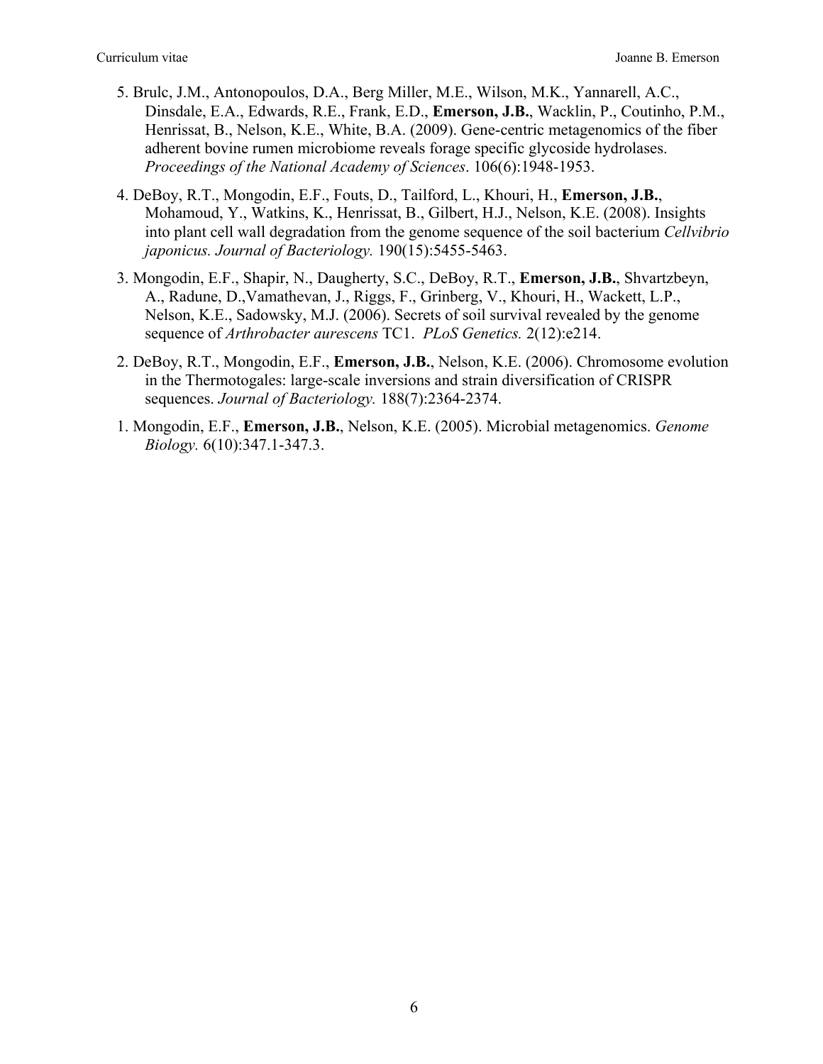5. Brulc, J.M., Antonopoulos, D.A., Berg Miller, M.E., Wilson, M.K., Yannarell, A.C., Dinsdale, E.A., Edwards, R.E., Frank, E.D., **Emerson, J.B.**, Wacklin, P., Coutinho, P.M., Henrissat, B., Nelson, K.E., White, B.A. (2009). Gene-centric metagenomics of the fiber adherent bovine rumen microbiome reveals forage specific glycoside hydrolases. *Proceedings of the National Academy of Sciences*. 106(6):1948-1953.

4. DeBoy, R.T., Mongodin, E.F., Fouts, D., Tailford, L., Khouri, H., **Emerson, J.B.**, Mohamoud, Y., Watkins, K., Henrissat, B., Gilbert, H.J., Nelson, K.E. (2008). Insights into plant cell wall degradation from the genome sequence of the soil bacterium *Cellvibrio japonicus. Journal of Bacteriology.* 190(15):5455-5463.

3. Mongodin, E.F., Shapir, N., Daugherty, S.C., DeBoy, R.T., **Emerson, J.B.**, Shvartzbeyn, A., Radune, D.,Vamathevan, J., Riggs, F., Grinberg, V., Khouri, H., Wackett, L.P., Nelson, K.E., Sadowsky, M.J. (2006). Secrets of soil survival revealed by the genome sequence of *Arthrobacter aurescens* TC1. *PLoS Genetics.* 2(12):e214.

2. DeBoy, R.T., Mongodin, E.F., **Emerson, J.B.**, Nelson, K.E. (2006). Chromosome evolution in the Thermotogales: large-scale inversions and strain diversification of CRISPR sequences. *Journal of Bacteriology.* 188(7):2364-2374.

1. Mongodin, E.F., **Emerson, J.B.**, Nelson, K.E. (2005). Microbial metagenomics. *Genome Biology.* 6(10):347.1-347.3.